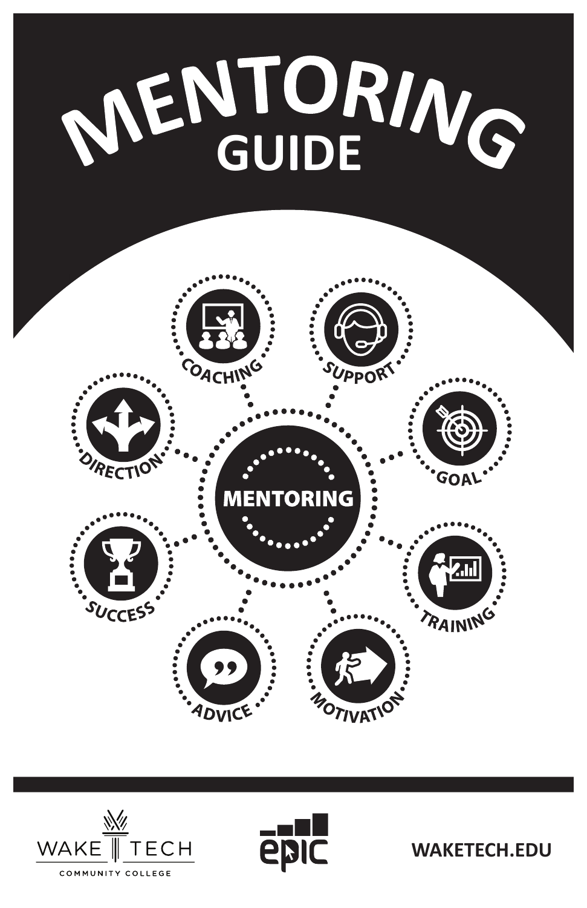# MENTORING GUIDE

MENTORING

COACHING

SUPPORT

GOAL

TRAINING

MOTIVATION

ADVICE

SUCCESS

DIRECTION

WAKE TECH COMMUNITY COLLEGE

epic

WAKETECH.EDU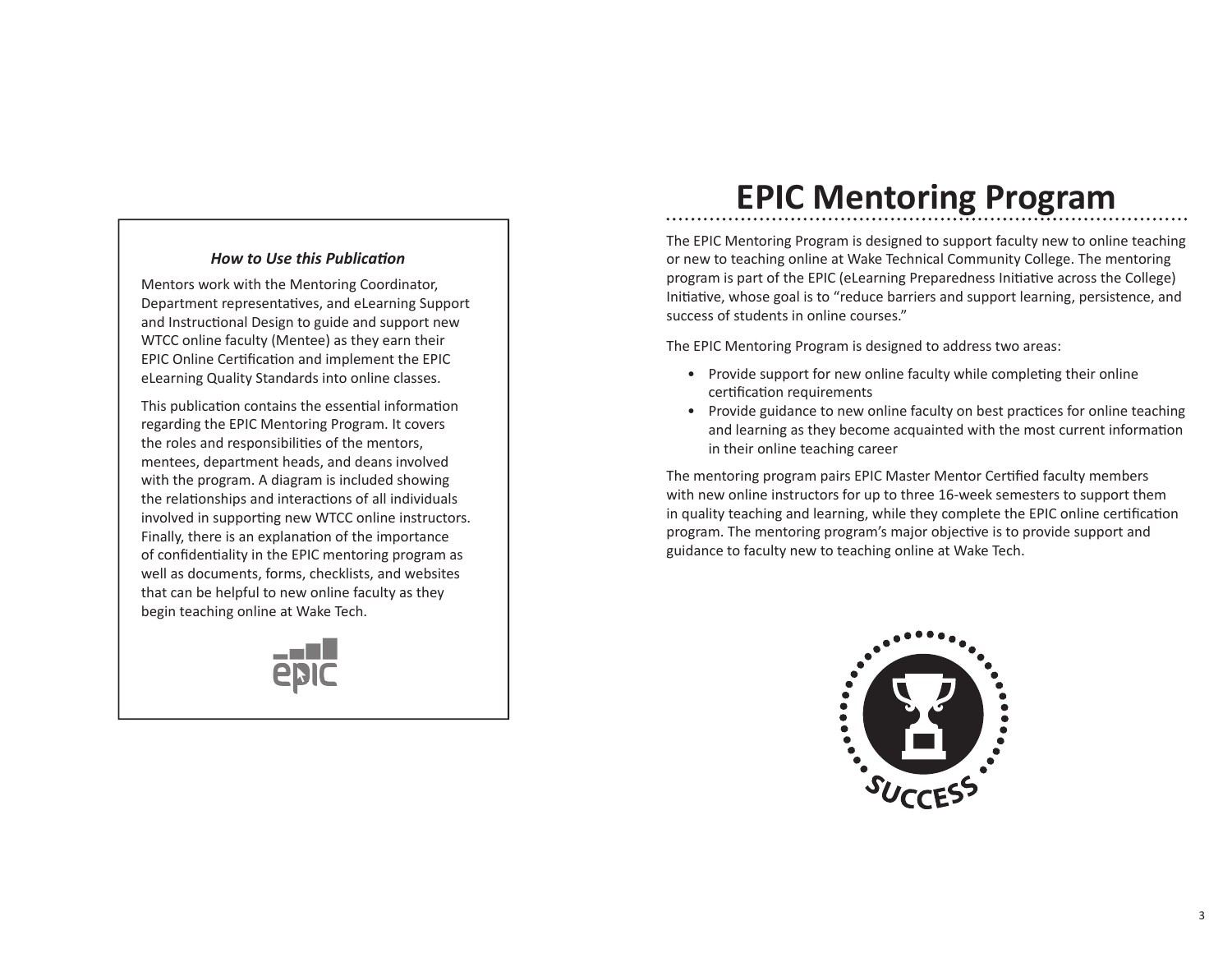***How to Use this Publication***

Mentors work with the Mentoring Coordinator, Department representatives, and eLearning Support and Instructional Design to guide and support new WTCC online faculty (Mentee) as they earn their EPIC Online Certification and implement the EPIC eLearning Quality Standards into online classes.

This publication contains the essential information regarding the EPIC Mentoring Program. It covers the roles and responsibilities of the mentors, mentees, department heads, and deans involved with the program. A diagram is included showing the relationships and interactions of all individuals involved in supporting new WTCC online instructors. Finally, there is an explanation of the importance of confidentiality in the EPIC mentoring program as well as documents, forms, checklists, and websites that can be helpful to new online faculty as they begin teaching online at Wake Tech.

# EPIC Mentoring Program

The EPIC Mentoring Program is designed to support faculty new to online teaching or new to teaching online at Wake Technical Community College. The mentoring program is part of the EPIC (eLearning Preparedness Initiative across the College) Initiative, whose goal is to "reduce barriers and support learning, persistence, and success of students in online courses."

The EPIC Mentoring Program is designed to address two areas:

- Provide support for new online faculty while completing their online certification requirements
- Provide guidance to new online faculty on best practices for online teaching and learning as they become acquainted with the most current information in their online teaching career

The mentoring program pairs EPIC Master Mentor Certified faculty members with new online instructors for up to three 16-week semesters to support them in quality teaching and learning, while they complete the EPIC online certification program. The mentoring program's major objective is to provide support and guidance to faculty new to teaching online at Wake Tech.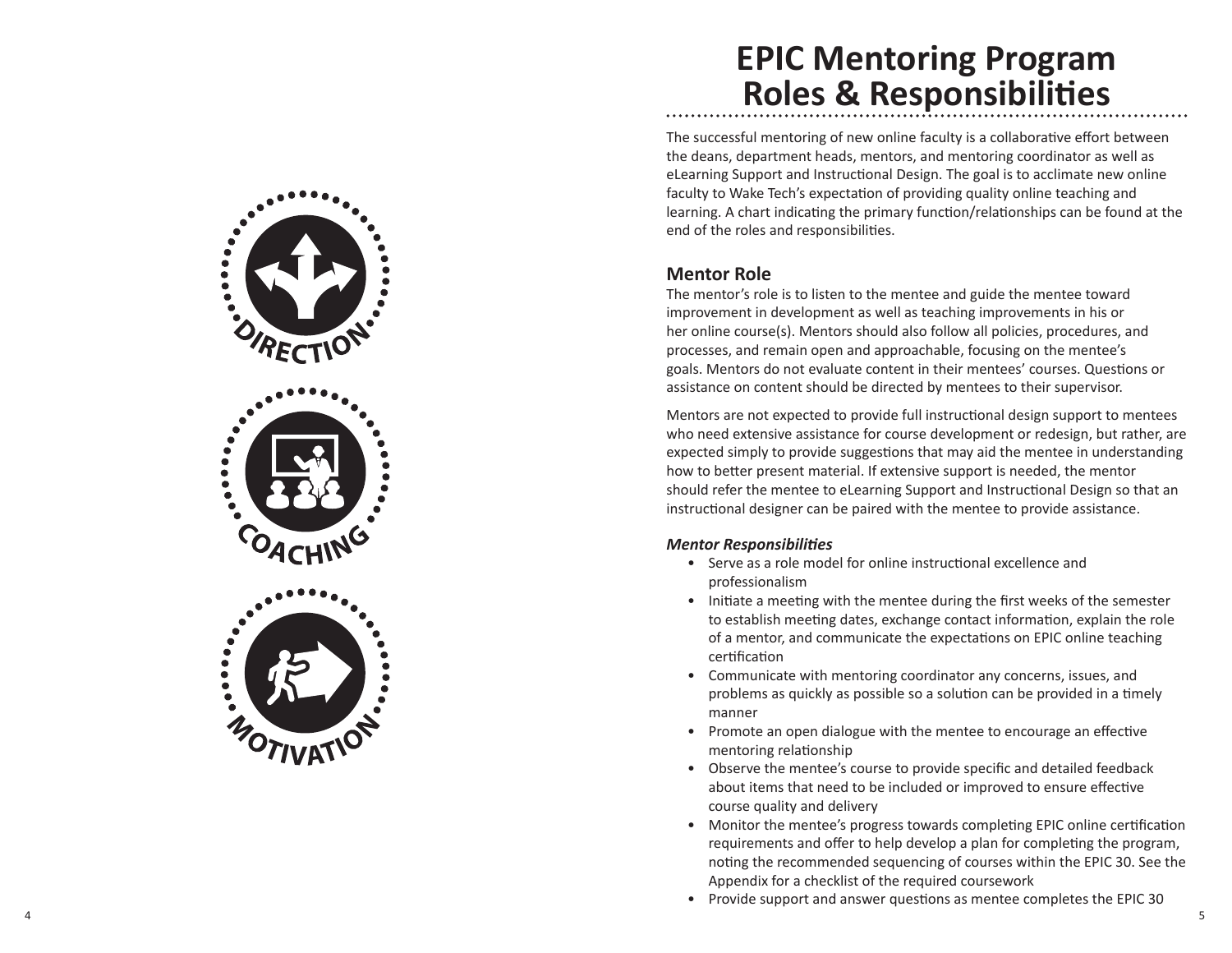DIRECTION

COACHING

MOTIVATION

# EPIC Mentoring Program Roles & Responsibilities

The successful mentoring of new online faculty is a collaborative effort between the deans, department heads, mentors, and mentoring coordinator as well as eLearning Support and Instructional Design. The goal is to acclimate new online faculty to Wake Tech's expectation of providing quality online teaching and learning. A chart indicating the primary function/relationships can be found at the end of the roles and responsibilities.

## Mentor Role

The mentor's role is to listen to the mentee and guide the mentee toward improvement in development as well as teaching improvements in his or her online course(s). Mentors should also follow all policies, procedures, and processes, and remain open and approachable, focusing on the mentee's goals. Mentors do not evaluate content in their mentees' courses. Questions or assistance on content should be directed by mentees to their supervisor.

Mentors are not expected to provide full instructional design support to mentees who need extensive assistance for course development or redesign, but rather, are expected simply to provide suggestions that may aid the mentee in understanding how to better present material. If extensive support is needed, the mentor should refer the mentee to eLearning Support and Instructional Design so that an instructional designer can be paired with the mentee to provide assistance.

### *Mentor Responsibilities*

- Serve as a role model for online instructional excellence and professionalism
- Initiate a meeting with the mentee during the first weeks of the semester to establish meeting dates, exchange contact information, explain the role of a mentor, and communicate the expectations on EPIC online teaching certification
- Communicate with mentoring coordinator any concerns, issues, and problems as quickly as possible so a solution can be provided in a timely manner
- Promote an open dialogue with the mentee to encourage an effective mentoring relationship
- Observe the mentee's course to provide specific and detailed feedback about items that need to be included or improved to ensure effective course quality and delivery
- Monitor the mentee's progress towards completing EPIC online certification requirements and offer to help develop a plan for completing the program, noting the recommended sequencing of courses within the EPIC 30. See the Appendix for a checklist of the required coursework
- Provide support and answer questions as mentee completes the EPIC 30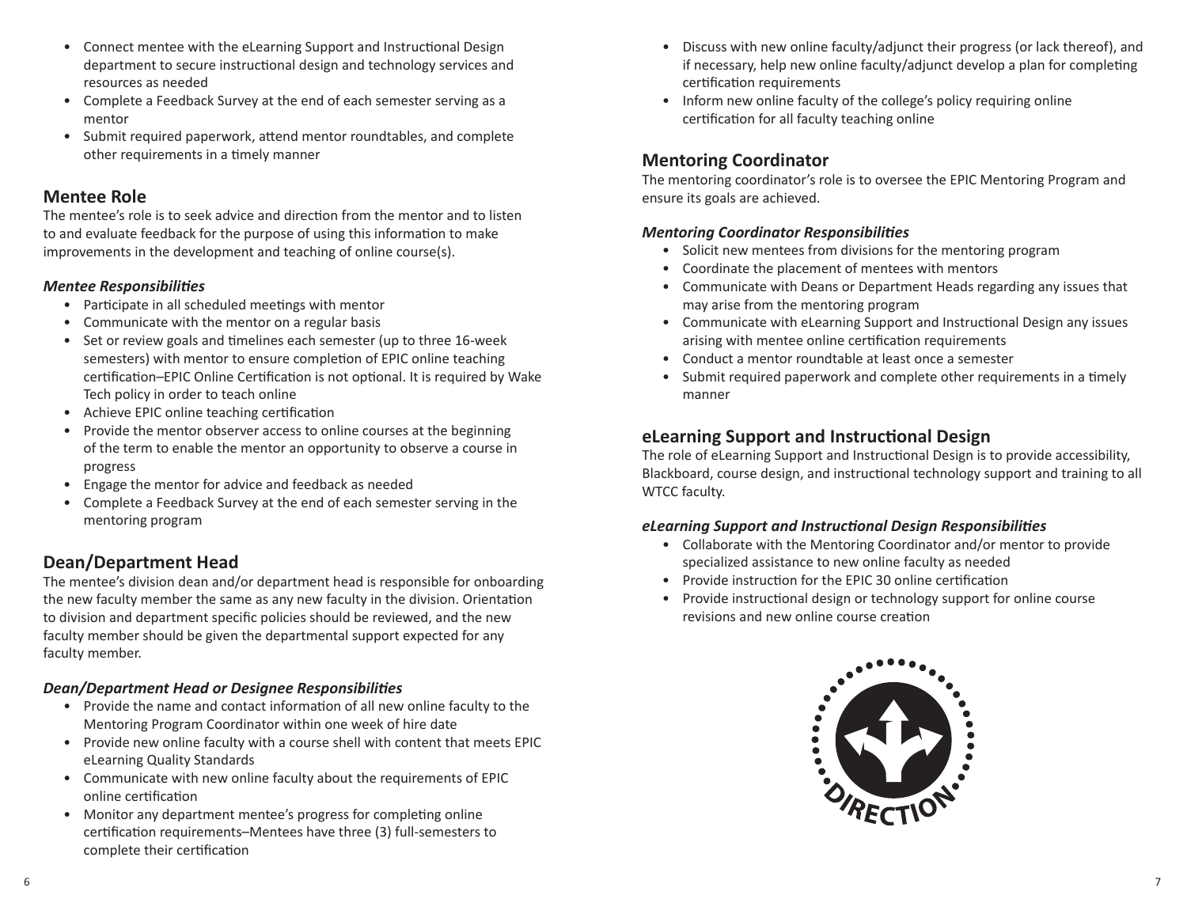- Connect mentee with the eLearning Support and Instructional Design department to secure instructional design and technology services and resources as needed
- Complete a Feedback Survey at the end of each semester serving as a mentor
- Submit required paperwork, attend mentor roundtables, and complete other requirements in a timely manner

## Mentee Role

The mentee's role is to seek advice and direction from the mentor and to listen to and evaluate feedback for the purpose of using this information to make improvements in the development and teaching of online course(s).

### *Mentee Responsibilities*

- Participate in all scheduled meetings with mentor
- Communicate with the mentor on a regular basis
- Set or review goals and timelines each semester (up to three 16-week semesters) with mentor to ensure completion of EPIC online teaching certification–EPIC Online Certification is not optional. It is required by Wake Tech policy in order to teach online
- Achieve EPIC online teaching certification
- Provide the mentor observer access to online courses at the beginning of the term to enable the mentor an opportunity to observe a course in progress
- Engage the mentor for advice and feedback as needed
- Complete a Feedback Survey at the end of each semester serving in the mentoring program

## Dean/Department Head

The mentee's division dean and/or department head is responsible for onboarding the new faculty member the same as any new faculty in the division. Orientation to division and department specific policies should be reviewed, and the new faculty member should be given the departmental support expected for any faculty member.

### *Dean/Department Head or Designee Responsibilities*

- Provide the name and contact information of all new online faculty to the Mentoring Program Coordinator within one week of hire date
- Provide new online faculty with a course shell with content that meets EPIC eLearning Quality Standards
- Communicate with new online faculty about the requirements of EPIC online certification
- Monitor any department mentee's progress for completing online certification requirements–Mentees have three (3) full-semesters to complete their certification
- Discuss with new online faculty/adjunct their progress (or lack thereof), and if necessary, help new online faculty/adjunct develop a plan for completing certification requirements
- Inform new online faculty of the college's policy requiring online certification for all faculty teaching online

## Mentoring Coordinator

The mentoring coordinator's role is to oversee the EPIC Mentoring Program and ensure its goals are achieved.

### *Mentoring Coordinator Responsibilities*

- Solicit new mentees from divisions for the mentoring program
- Coordinate the placement of mentees with mentors
- Communicate with Deans or Department Heads regarding any issues that may arise from the mentoring program
- Communicate with eLearning Support and Instructional Design any issues arising with mentee online certification requirements
- Conduct a mentor roundtable at least once a semester
- Submit required paperwork and complete other requirements in a timely manner

## eLearning Support and Instructional Design

The role of eLearning Support and Instructional Design is to provide accessibility, Blackboard, course design, and instructional technology support and training to all WTCC faculty.

### *eLearning Support and Instructional Design Responsibilities*

- Collaborate with the Mentoring Coordinator and/or mentor to provide specialized assistance to new online faculty as needed
- Provide instruction for the EPIC 30 online certification
- Provide instructional design or technology support for online course revisions and new online course creation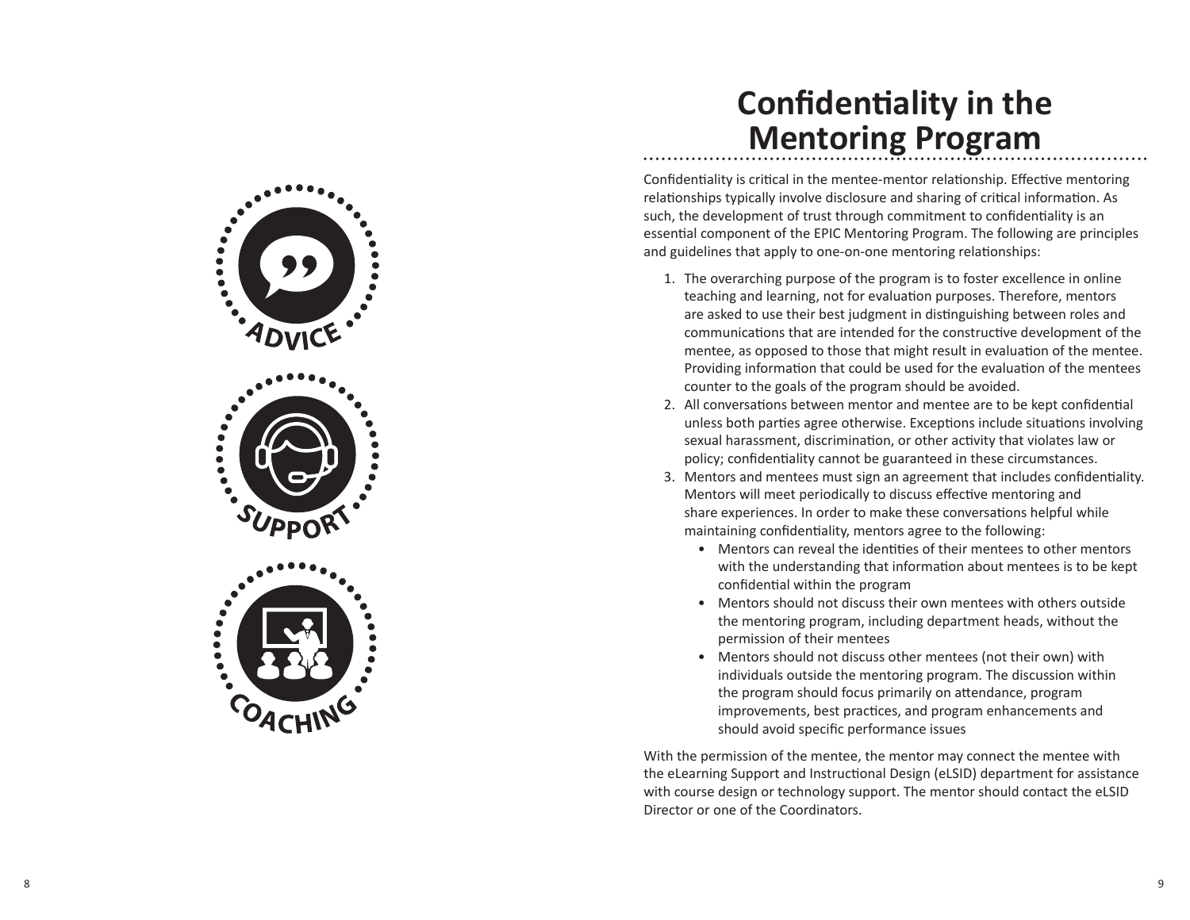# Confidentiality in the Mentoring Program

Confidentiality is critical in the mentee-mentor relationship. Effective mentoring relationships typically involve disclosure and sharing of critical information. As such, the development of trust through commitment to confidentiality is an essential component of the EPIC Mentoring Program. The following are principles and guidelines that apply to one-on-one mentoring relationships:

1. The overarching purpose of the program is to foster excellence in online teaching and learning, not for evaluation purposes. Therefore, mentors are asked to use their best judgment in distinguishing between roles and communications that are intended for the constructive development of the mentee, as opposed to those that might result in evaluation of the mentee. Providing information that could be used for the evaluation of the mentees counter to the goals of the program should be avoided.
2. All conversations between mentor and mentee are to be kept confidential unless both parties agree otherwise. Exceptions include situations involving sexual harassment, discrimination, or other activity that violates law or policy; confidentiality cannot be guaranteed in these circumstances.
3. Mentors and mentees must sign an agreement that includes confidentiality. Mentors will meet periodically to discuss effective mentoring and share experiences. In order to make these conversations helpful while maintaining confidentiality, mentors agree to the following:
   - Mentors can reveal the identities of their mentees to other mentors with the understanding that information about mentees is to be kept confidential within the program
   - Mentors should not discuss their own mentees with others outside the mentoring program, including department heads, without the permission of their mentees
   - Mentors should not discuss other mentees (not their own) with individuals outside the mentoring program. The discussion within the program should focus primarily on attendance, program improvements, best practices, and program enhancements and should avoid specific performance issues

With the permission of the mentee, the mentor may connect the mentee with the eLearning Support and Instructional Design (eLSID) department for assistance with course design or technology support. The mentor should contact the eLSID Director or one of the Coordinators.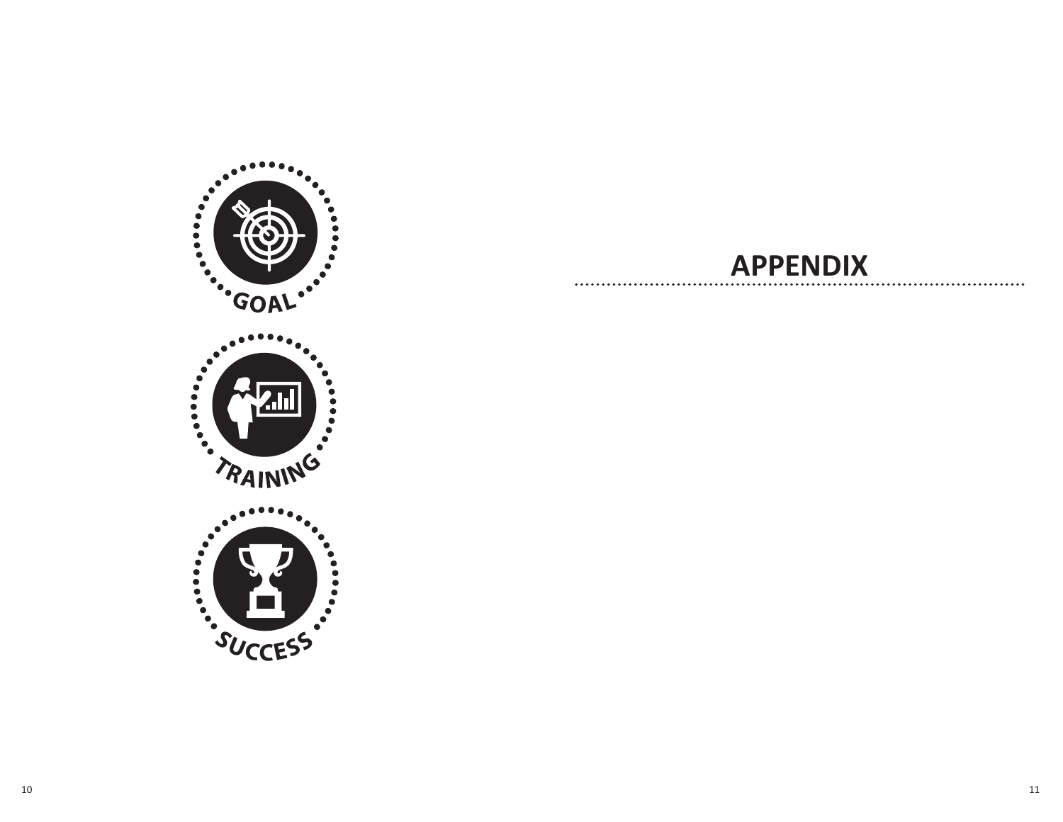GOAL

TRAINING

SUCCESS

# APPENDIX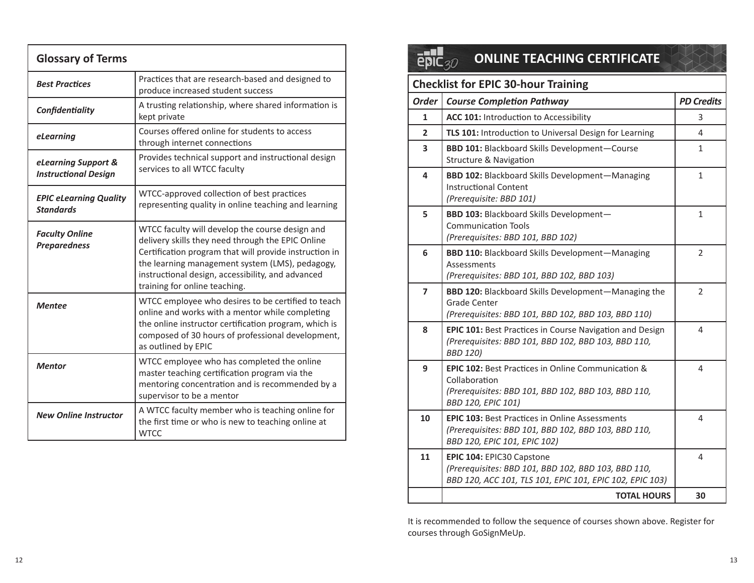## Glossary of Terms

| Term | Definition |
| --- | --- |
| ***Best Practices*** | Practices that are research-based and designed to produce increased student success |
| ***Confidentiality*** | A trusting relationship, where shared information is kept private |
| ***eLearning*** | Courses offered online for students to access through internet connections |
| ***eLearning Support & Instructional Design*** | Provides technical support and instructional design services to all WTCC faculty |
| ***EPIC eLearning Quality Standards*** | WTCC-approved collection of best practices representing quality in online teaching and learning |
| ***Faculty Online Preparedness*** | WTCC faculty will develop the course design and delivery skills they need through the EPIC Online Certification program that will provide instruction in the learning management system (LMS), pedagogy, instructional design, accessibility, and advanced training for online teaching. |
| ***Mentee*** | WTCC employee who desires to be certified to teach online and works with a mentor while completing the online instructor certification program, which is composed of 30 hours of professional development, as outlined by EPIC |
| ***Mentor*** | WTCC employee who has completed the online master teaching certification program via the mentoring concentration and is recommended by a supervisor to be a mentor |
| ***New Online Instructor*** | A WTCC faculty member who is teaching online for the first time or who is new to teaching online at WTCC |

## EPIC30 ONLINE TEACHING CERTIFICATE

### Checklist for EPIC 30-hour Training

| *Order* | *Course Completion Pathway* | *PD Credits* |
| --- | --- | --- |
| **1** | **ACC 101:** Introduction to Accessibility | 3 |
| **2** | **TLS 101:** Introduction to Universal Design for Learning | 4 |
| **3** | **BBD 101:** Blackboard Skills Development—Course Structure & Navigation | 1 |
| **4** | **BBD 102:** Blackboard Skills Development—Managing Instructional Content *(Prerequisite: BBD 101)* | 1 |
| **5** | **BBD 103:** Blackboard Skills Development—Communication Tools *(Prerequisites: BBD 101, BBD 102)* | 1 |
| **6** | **BBD 110:** Blackboard Skills Development—Managing Assessments *(Prerequisites: BBD 101, BBD 102, BBD 103)* | 2 |
| **7** | **BBD 120:** Blackboard Skills Development—Managing the Grade Center *(Prerequisites: BBD 101, BBD 102, BBD 103, BBD 110)* | 2 |
| **8** | **EPIC 101:** Best Practices in Course Navigation and Design *(Prerequisites: BBD 101, BBD 102, BBD 103, BBD 110, BBD 120)* | 4 |
| **9** | **EPIC 102:** Best Practices in Online Communication & Collaboration *(Prerequisites: BBD 101, BBD 102, BBD 103, BBD 110, BBD 120, EPIC 101)* | 4 |
| **10** | **EPIC 103:** Best Practices in Online Assessments *(Prerequisites: BBD 101, BBD 102, BBD 103, BBD 110, BBD 120, EPIC 101, EPIC 102)* | 4 |
| **11** | **EPIC 104:** EPIC30 Capstone *(Prerequisites: BBD 101, BBD 102, BBD 103, BBD 110, BBD 120, ACC 101, TLS 101, EPIC 101, EPIC 102, EPIC 103)* | 4 |
| | **TOTAL HOURS** | **30** |

It is recommended to follow the sequence of courses shown above. Register for courses through GoSignMeUp.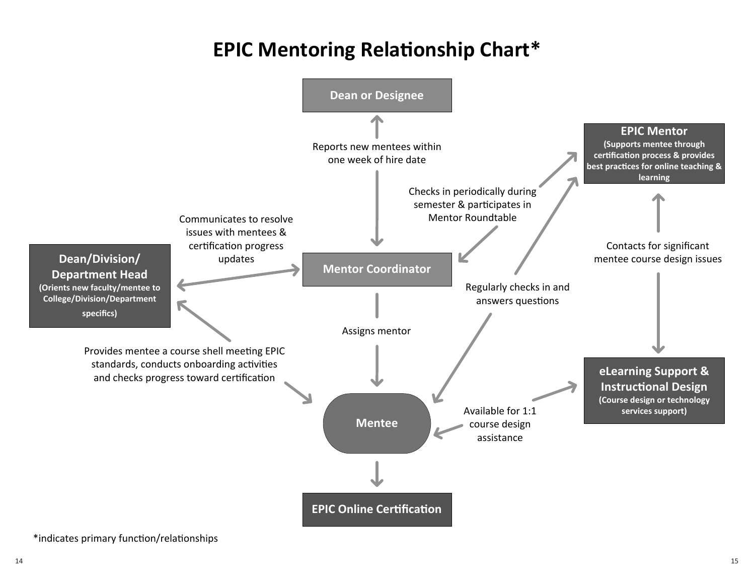# EPIC Mentoring Relationship Chart*

**Dean or Designee**

Reports new mentees within one week of hire date

**EPIC Mentor**
**(Supports mentee through certification process & provides best practices for online teaching & learning)**

Checks in periodically during semester & participates in Mentor Roundtable

Communicates to resolve issues with mentees & certification progress updates

**Dean/Division/ Department Head**
**(Orients new faculty/mentee to College/Division/Department specifics)**

**Mentor Coordinator**

Contacts for significant mentee course design issues

Regularly checks in and answers questions

Assigns mentor

Provides mentee a course shell meeting EPIC standards, conducts onboarding activities and checks progress toward certification

**eLearning Support & Instructional Design**
**(Course design or technology services support)**

**Mentee**

Available for 1:1 course design assistance

**EPIC Online Certification**

*indicates primary function/relationships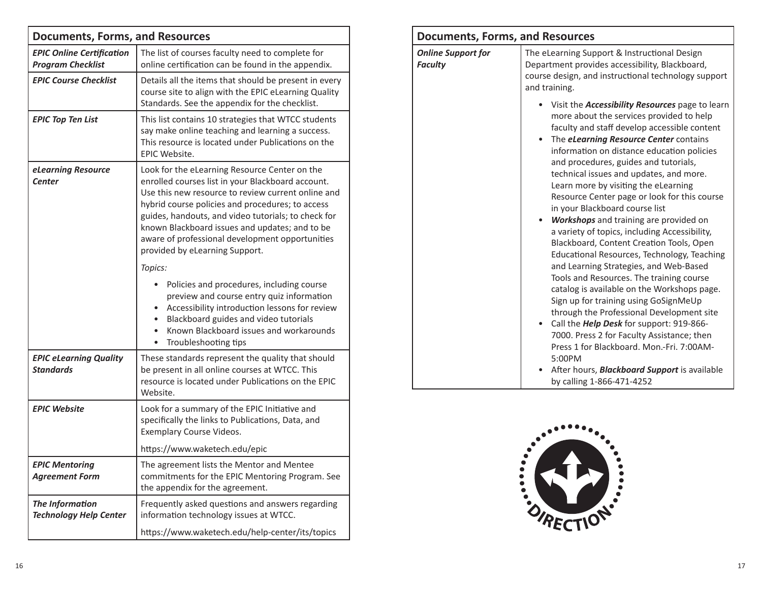| Documents, Forms, and Resources | |
|---|---|
| ***EPIC Online Certification Program Checklist*** | The list of courses faculty need to complete for online certification can be found in the appendix. |
| ***EPIC Course Checklist*** | Details all the items that should be present in every course site to align with the EPIC eLearning Quality Standards. See the appendix for the checklist. |
| ***EPIC Top Ten List*** | This list contains 10 strategies that WTCC students say make online teaching and learning a success. This resource is located under Publications on the EPIC Website. |
| ***eLearning Resource Center*** | Look for the eLearning Resource Center on the enrolled courses list in your Blackboard account. Use this new resource to review current online and hybrid course policies and procedures; to access guides, handouts, and video tutorials; to check for known Blackboard issues and updates; and to be aware of professional development opportunities provided by eLearning Support.<br><br>*Topics:*<br><br>• Policies and procedures, including course preview and course entry quiz information<br>• Accessibility introduction lessons for review<br>• Blackboard guides and video tutorials<br>• Known Blackboard issues and workarounds<br>• Troubleshooting tips |
| ***EPIC eLearning Quality Standards*** | These standards represent the quality that should be present in all online courses at WTCC. This resource is located under Publications on the EPIC Website. |
| ***EPIC Website*** | Look for a summary of the EPIC Initiative and specifically the links to Publications, Data, and Exemplary Course Videos.<br><br>https://www.waketech.edu/epic |
| ***EPIC Mentoring Agreement Form*** | The agreement lists the Mentor and Mentee commitments for the EPIC Mentoring Program. See the appendix for the agreement. |
| ***The Information Technology Help Center*** | Frequently asked questions and answers regarding information technology issues at WTCC.<br><br>https://www.waketech.edu/help-center/its/topics |

| Documents, Forms, and Resources | |
|---|---|
| ***Online Support for Faculty*** | The eLearning Support & Instructional Design Department provides accessibility, Blackboard, course design, and instructional technology support and training.<br><br>• Visit the ***Accessibility Resources*** page to learn more about the services provided to help faculty and staff develop accessible content<br>• The ***eLearning Resource Center*** contains information on distance education policies and procedures, guides and tutorials, technical issues and updates, and more. Learn more by visiting the eLearning Resource Center page or look for this course in your Blackboard course list<br>• ***Workshops*** and training are provided on a variety of topics, including Accessibility, Blackboard, Content Creation Tools, Open Educational Resources, Technology, Teaching and Learning Strategies, and Web-Based Tools and Resources. The training course catalog is available on the Workshops page. Sign up for training using GoSignMeUp through the Professional Development site<br>• Call the ***Help Desk*** for support: 919-866-7000. Press 2 for Faculty Assistance; then Press 1 for Blackboard. Mon.-Fri. 7:00AM-5:00PM<br>• After hours, ***Blackboard Support*** is available by calling 1-866-471-4252 |

DIRECTION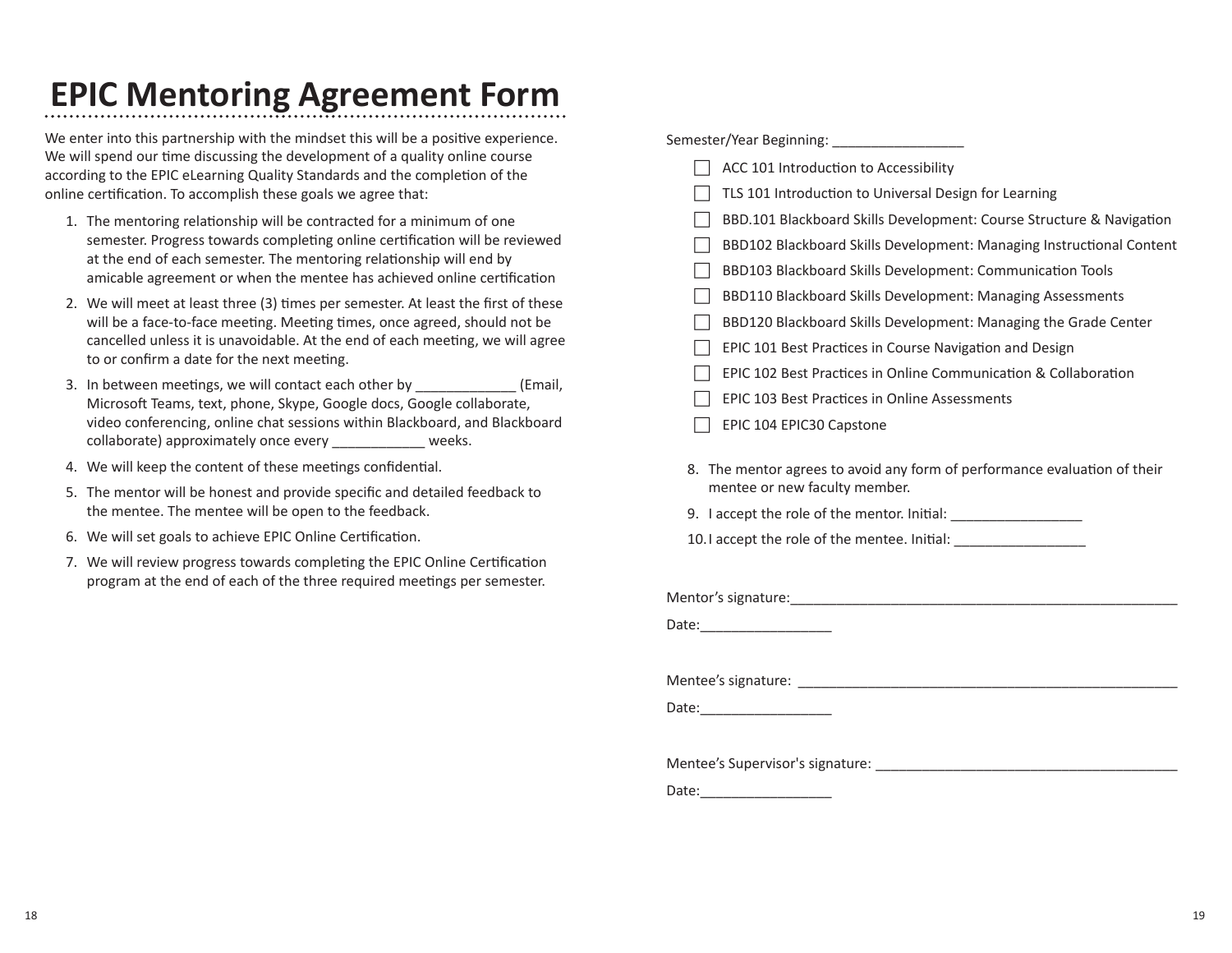# EPIC Mentoring Agreement Form

We enter into this partnership with the mindset this will be a positive experience. We will spend our time discussing the development of a quality online course according to the EPIC eLearning Quality Standards and the completion of the online certification. To accomplish these goals we agree that:

1. The mentoring relationship will be contracted for a minimum of one semester. Progress towards completing online certification will be reviewed at the end of each semester. The mentoring relationship will end by amicable agreement or when the mentee has achieved online certification
2. We will meet at least three (3) times per semester. At least the first of these will be a face-to-face meeting. Meeting times, once agreed, should not be cancelled unless it is unavoidable. At the end of each meeting, we will agree to or confirm a date for the next meeting.
3. In between meetings, we will contact each other by _____________ (Email, Microsoft Teams, text, phone, Skype, Google docs, Google collaborate, video conferencing, online chat sessions within Blackboard, and Blackboard collaborate) approximately once every ____________ weeks.
4. We will keep the content of these meetings confidential.
5. The mentor will be honest and provide specific and detailed feedback to the mentee. The mentee will be open to the feedback.
6. We will set goals to achieve EPIC Online Certification.
7. We will review progress towards completing the EPIC Online Certification program at the end of each of the three required meetings per semester.

Semester/Year Beginning: _________________

- [ ] ACC 101 Introduction to Accessibility
- [ ] TLS 101 Introduction to Universal Design for Learning
- [ ] BBD.101 Blackboard Skills Development: Course Structure & Navigation
- [ ] BBD102 Blackboard Skills Development: Managing Instructional Content
- [ ] BBD103 Blackboard Skills Development: Communication Tools
- [ ] BBD110 Blackboard Skills Development: Managing Assessments
- [ ] BBD120 Blackboard Skills Development: Managing the Grade Center
- [ ] EPIC 101 Best Practices in Course Navigation and Design
- [ ] EPIC 102 Best Practices in Online Communication & Collaboration
- [ ] EPIC 103 Best Practices in Online Assessments
- [ ] EPIC 104 EPIC30 Capstone

8. The mentor agrees to avoid any form of performance evaluation of their mentee or new faculty member.
9. I accept the role of the mentor. Initial: _________________
10. I accept the role of the mentee. Initial: _________________

Mentor's signature:_____________________________________________________

Date:_________________

Mentee's signature: _____________________________________________________

Date:_________________

Mentee's Supervisor's signature: ________________________________________

Date:_________________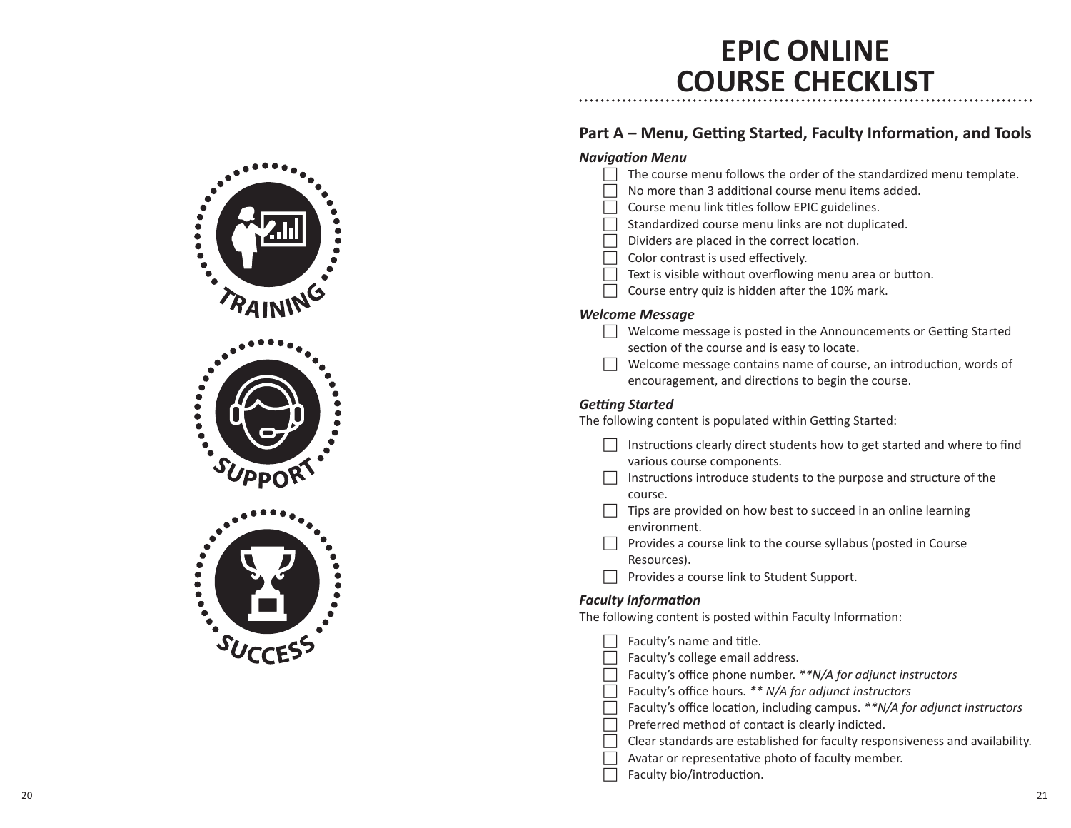# EPIC ONLINE COURSE CHECKLIST

TRAINING

SUPPORT

SUCCESS

## Part A – Menu, Getting Started, Faculty Information, and Tools

### *Navigation Menu*

- [ ] The course menu follows the order of the standardized menu template.
- [ ] No more than 3 additional course menu items added.
- [ ] Course menu link titles follow EPIC guidelines.
- [ ] Standardized course menu links are not duplicated.
- [ ] Dividers are placed in the correct location.
- [ ] Color contrast is used effectively.
- [ ] Text is visible without overflowing menu area or button.
- [ ] Course entry quiz is hidden after the 10% mark.

### *Welcome Message*

- [ ] Welcome message is posted in the Announcements or Getting Started section of the course and is easy to locate.
- [ ] Welcome message contains name of course, an introduction, words of encouragement, and directions to begin the course.

### *Getting Started*

The following content is populated within Getting Started:

- [ ] Instructions clearly direct students how to get started and where to find various course components.
- [ ] Instructions introduce students to the purpose and structure of the course.
- [ ] Tips are provided on how best to succeed in an online learning environment.
- [ ] Provides a course link to the course syllabus (posted in Course Resources).
- [ ] Provides a course link to Student Support.

### *Faculty Information*

The following content is posted within Faculty Information:

- [ ] Faculty's name and title.
- [ ] Faculty's college email address.
- [ ] Faculty's office phone number. ***N/A for adjunct instructors*
- [ ] Faculty's office hours. *** N/A for adjunct instructors*
- [ ] Faculty's office location, including campus. ***N/A for adjunct instructors*
- [ ] Preferred method of contact is clearly indicted.
- [ ] Clear standards are established for faculty responsiveness and availability.
- [ ] Avatar or representative photo of faculty member.
- [ ] Faculty bio/introduction.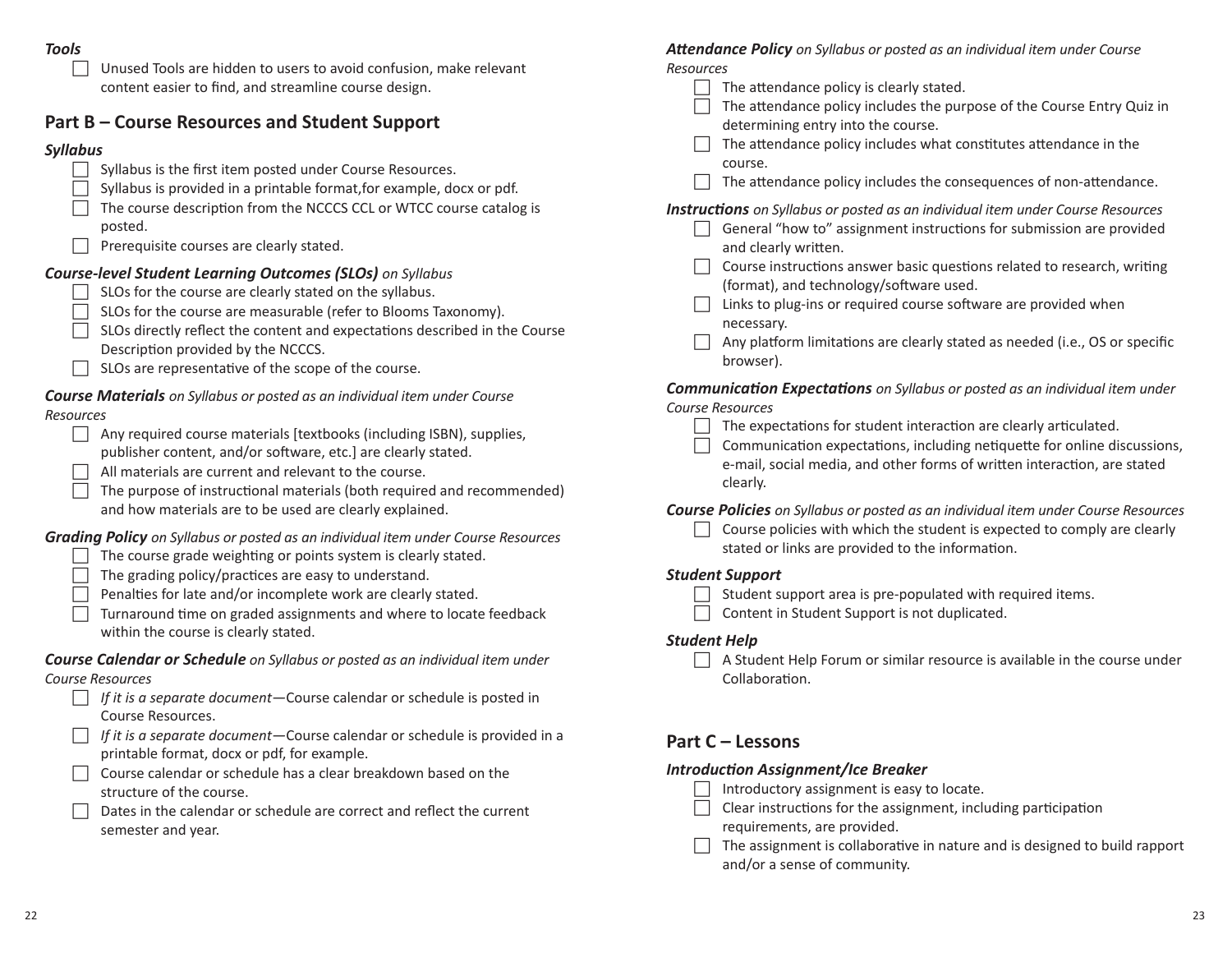### *Tools*

- [ ] Unused Tools are hidden to users to avoid confusion, make relevant content easier to find, and streamline course design.

## Part B – Course Resources and Student Support

### *Syllabus*

- [ ] Syllabus is the first item posted under Course Resources.
- [ ] Syllabus is provided in a printable format,for example, docx or pdf.
- [ ] The course description from the NCCCS CCL or WTCC course catalog is posted.
- [ ] Prerequisite courses are clearly stated.

### *Course-level Student Learning Outcomes (SLOs) on Syllabus*

- [ ] SLOs for the course are clearly stated on the syllabus.
- [ ] SLOs for the course are measurable (refer to Blooms Taxonomy).
- [ ] SLOs directly reflect the content and expectations described in the Course Description provided by the NCCCS.
- [ ] SLOs are representative of the scope of the course.

### *Course Materials on Syllabus or posted as an individual item under Course Resources*

- [ ] Any required course materials [textbooks (including ISBN), supplies, publisher content, and/or software, etc.] are clearly stated.
- [ ] All materials are current and relevant to the course.
- [ ] The purpose of instructional materials (both required and recommended) and how materials are to be used are clearly explained.

### *Grading Policy on Syllabus or posted as an individual item under Course Resources*

- [ ] The course grade weighting or points system is clearly stated.
- [ ] The grading policy/practices are easy to understand.
- [ ] Penalties for late and/or incomplete work are clearly stated.
- [ ] Turnaround time on graded assignments and where to locate feedback within the course is clearly stated.

### *Course Calendar or Schedule on Syllabus or posted as an individual item under Course Resources*

- [ ] *If it is a separate document*—Course calendar or schedule is posted in Course Resources.
- [ ] *If it is a separate document*—Course calendar or schedule is provided in a printable format, docx or pdf, for example.
- [ ] Course calendar or schedule has a clear breakdown based on the structure of the course.
- [ ] Dates in the calendar or schedule are correct and reflect the current semester and year.

### *Attendance Policy on Syllabus or posted as an individual item under Course Resources*

- [ ] The attendance policy is clearly stated.
- [ ] The attendance policy includes the purpose of the Course Entry Quiz in determining entry into the course.
- [ ] The attendance policy includes what constitutes attendance in the course.
- [ ] The attendance policy includes the consequences of non-attendance.

### *Instructions on Syllabus or posted as an individual item under Course Resources*

- [ ] General "how to" assignment instructions for submission are provided and clearly written.
- [ ] Course instructions answer basic questions related to research, writing (format), and technology/software used.
- [ ] Links to plug-ins or required course software are provided when necessary.
- [ ] Any platform limitations are clearly stated as needed (i.e., OS or specific browser).

### *Communication Expectations on Syllabus or posted as an individual item under Course Resources*

- [ ] The expectations for student interaction are clearly articulated.
- [ ] Communication expectations, including netiquette for online discussions, e-mail, social media, and other forms of written interaction, are stated clearly.

### *Course Policies on Syllabus or posted as an individual item under Course Resources*

- [ ] Course policies with which the student is expected to comply are clearly stated or links are provided to the information.

### *Student Support*

- [ ] Student support area is pre-populated with required items.
- [ ] Content in Student Support is not duplicated.

### *Student Help*

- [ ] A Student Help Forum or similar resource is available in the course under Collaboration.

## Part C – Lessons

### *Introduction Assignment/Ice Breaker*

- [ ] Introductory assignment is easy to locate.
- [ ] Clear instructions for the assignment, including participation requirements, are provided.
- [ ] The assignment is collaborative in nature and is designed to build rapport and/or a sense of community.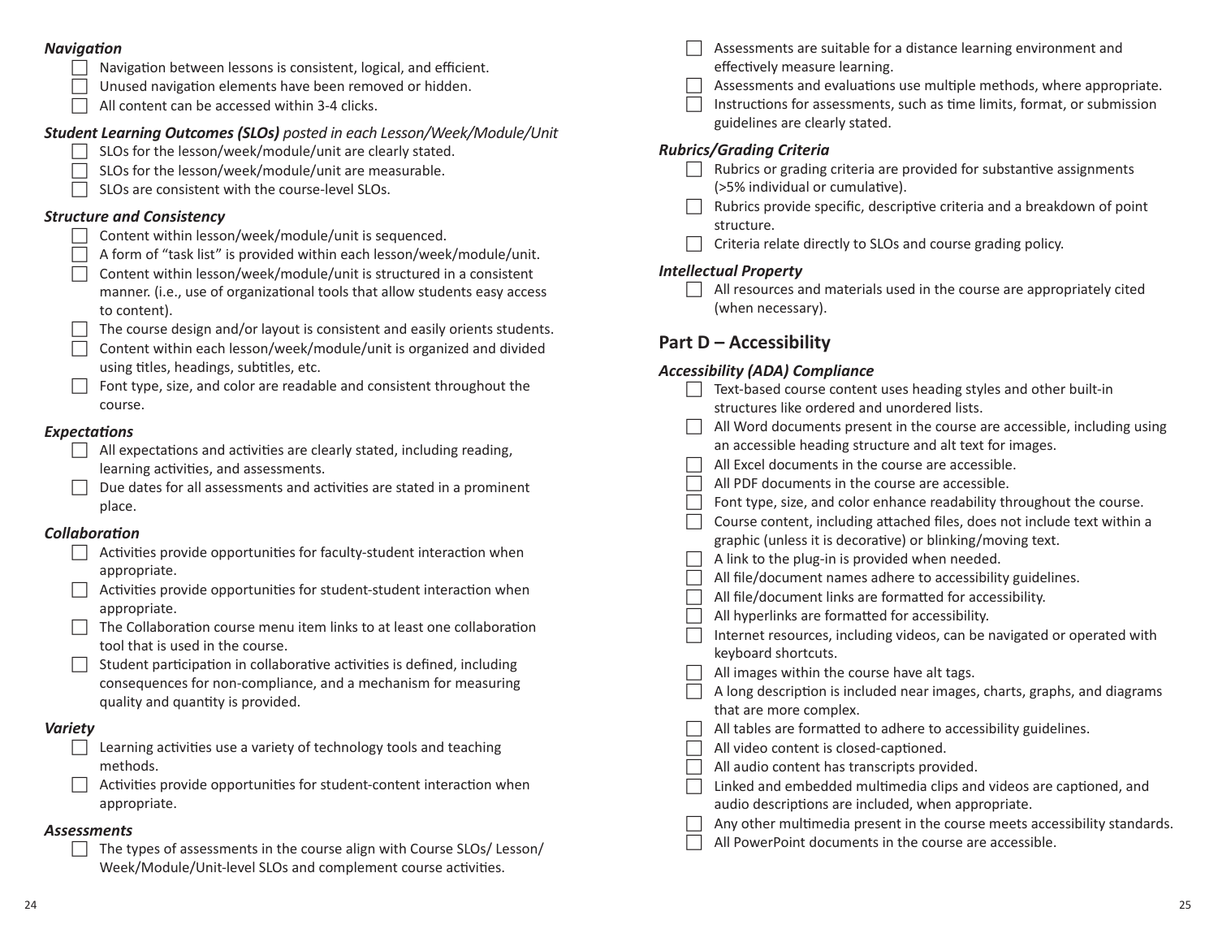### *Navigation*

- [ ] Navigation between lessons is consistent, logical, and efficient.
- [ ] Unused navigation elements have been removed or hidden.
- [ ] All content can be accessed within 3-4 clicks.

### *Student Learning Outcomes (SLOs) posted in each Lesson/Week/Module/Unit*

- [ ] SLOs for the lesson/week/module/unit are clearly stated.
- [ ] SLOs for the lesson/week/module/unit are measurable.
- [ ] SLOs are consistent with the course-level SLOs.

### *Structure and Consistency*

- [ ] Content within lesson/week/module/unit is sequenced.
- [ ] A form of "task list" is provided within each lesson/week/module/unit.
- [ ] Content within lesson/week/module/unit is structured in a consistent manner. (i.e., use of organizational tools that allow students easy access to content).
- [ ] The course design and/or layout is consistent and easily orients students.
- [ ] Content within each lesson/week/module/unit is organized and divided using titles, headings, subtitles, etc.
- [ ] Font type, size, and color are readable and consistent throughout the course.

### *Expectations*

- [ ] All expectations and activities are clearly stated, including reading, learning activities, and assessments.
- [ ] Due dates for all assessments and activities are stated in a prominent place.

### *Collaboration*

- [ ] Activities provide opportunities for faculty-student interaction when appropriate.
- [ ] Activities provide opportunities for student-student interaction when appropriate.
- [ ] The Collaboration course menu item links to at least one collaboration tool that is used in the course.
- [ ] Student participation in collaborative activities is defined, including consequences for non-compliance, and a mechanism for measuring quality and quantity is provided.

### *Variety*

- [ ] Learning activities use a variety of technology tools and teaching methods.
- [ ] Activities provide opportunities for student-content interaction when appropriate.

### *Assessments*

- [ ] The types of assessments in the course align with Course SLOs/ Lesson/ Week/Module/Unit-level SLOs and complement course activities.
- [ ] Assessments are suitable for a distance learning environment and effectively measure learning.
- [ ] Assessments and evaluations use multiple methods, where appropriate.
- [ ] Instructions for assessments, such as time limits, format, or submission guidelines are clearly stated.

### *Rubrics/Grading Criteria*

- [ ] Rubrics or grading criteria are provided for substantive assignments (>5% individual or cumulative).
- [ ] Rubrics provide specific, descriptive criteria and a breakdown of point structure.
- [ ] Criteria relate directly to SLOs and course grading policy.

### *Intellectual Property*

- [ ] All resources and materials used in the course are appropriately cited (when necessary).

## Part D – Accessibility

### *Accessibility (ADA) Compliance*

- [ ] Text-based course content uses heading styles and other built-in structures like ordered and unordered lists.
- [ ] All Word documents present in the course are accessible, including using an accessible heading structure and alt text for images.
- [ ] All Excel documents in the course are accessible.
- [ ] All PDF documents in the course are accessible.
- [ ] Font type, size, and color enhance readability throughout the course.
- [ ] Course content, including attached files, does not include text within a graphic (unless it is decorative) or blinking/moving text.
- [ ] A link to the plug-in is provided when needed.
- [ ] All file/document names adhere to accessibility guidelines.
- [ ] All file/document links are formatted for accessibility.
- [ ] All hyperlinks are formatted for accessibility.
- [ ] Internet resources, including videos, can be navigated or operated with keyboard shortcuts.
- [ ] All images within the course have alt tags.
- [ ] A long description is included near images, charts, graphs, and diagrams that are more complex.
- [ ] All tables are formatted to adhere to accessibility guidelines.
- [ ] All video content is closed-captioned.
- [ ] All audio content has transcripts provided.
- [ ] Linked and embedded multimedia clips and videos are captioned, and audio descriptions are included, when appropriate.
- [ ] Any other multimedia present in the course meets accessibility standards.
- [ ] All PowerPoint documents in the course are accessible.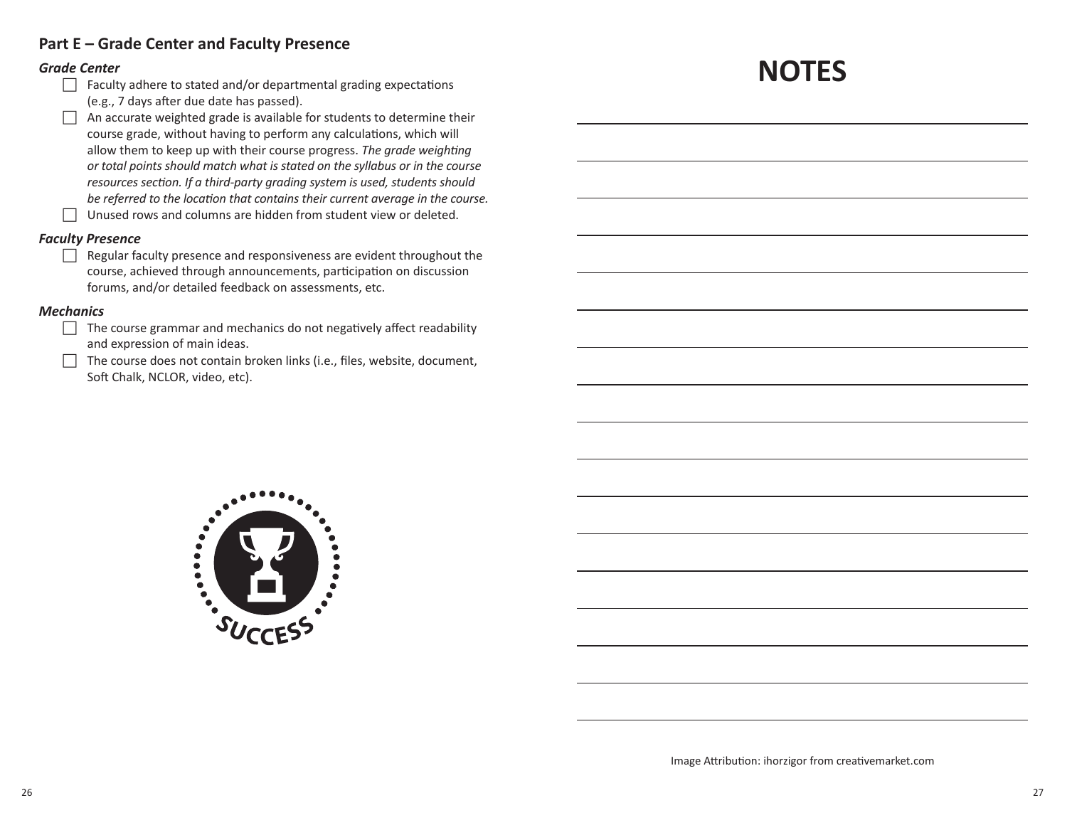## Part E – Grade Center and Faculty Presence

### *Grade Center*

- [ ] Faculty adhere to stated and/or departmental grading expectations (e.g., 7 days after due date has passed).
- [ ] An accurate weighted grade is available for students to determine their course grade, without having to perform any calculations, which will allow them to keep up with their course progress. *The grade weighting or total points should match what is stated on the syllabus or in the course resources section. If a third-party grading system is used, students should be referred to the location that contains their current average in the course.*
- [ ] Unused rows and columns are hidden from student view or deleted.

### *Faculty Presence*

- [ ] Regular faculty presence and responsiveness are evident throughout the course, achieved through announcements, participation on discussion forums, and/or detailed feedback on assessments, etc.

### *Mechanics*

- [ ] The course grammar and mechanics do not negatively affect readability and expression of main ideas.
- [ ] The course does not contain broken links (i.e., files, website, document, Soft Chalk, NCLOR, video, etc).

SUCCESS

# NOTES

Image Attribution: ihorzigor from creativemarket.com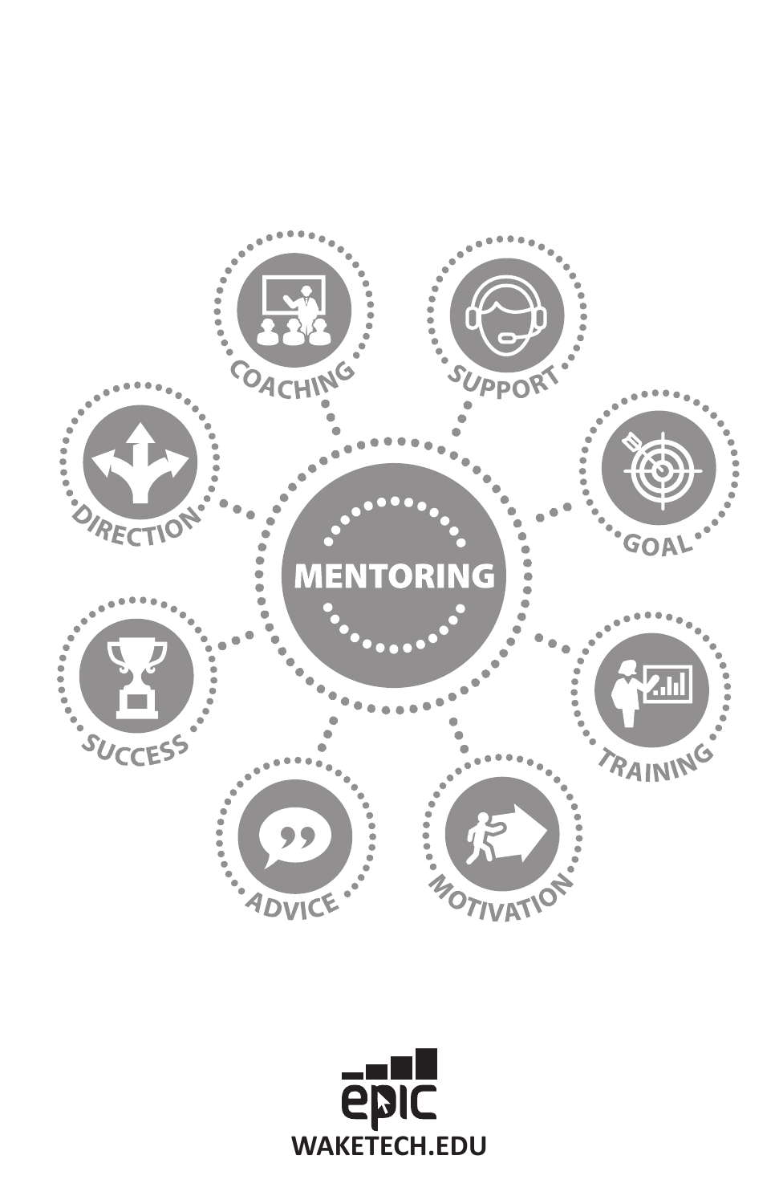MENTORING

COACHING

SUPPORT

GOAL

TRAINING

MOTIVATION

ADVICE

SUCCESS

DIRECTION

epic

WAKETECH.EDU